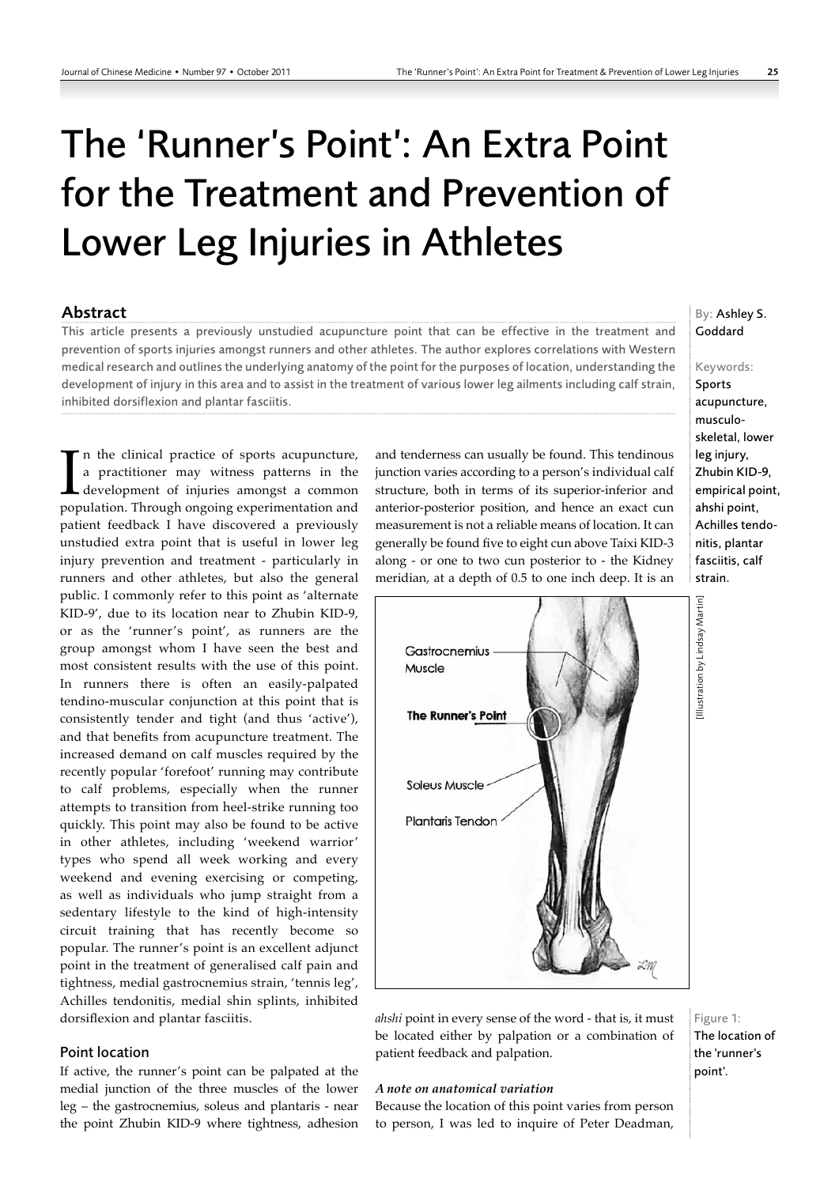# The 'Runner's Point': An Extra Point for the Treatment and Prevention of Lower Leg Injuries in Athletes

## Abstract

This article presents a previously unstudied acupuncture point that can be effective in the treatment and prevention of sports injuries amongst runners and other athletes. The author explores correlations with Western medical research and outlines the underlying anatomy of the point for the purposes of location, understanding the development of injury in this area and to assist in the treatment of various lower leg ailments including calf strain, inhibited dorsiflexion and plantar fasciitis.

By: Ashley S. Goddard

Keywords: Sports acupuncture, musculo-skeletal, lower leg injury, Zhubin KID-9, empirical point, ahshi point, Achilles tendonitis, plantar fasciitis, calf strain.

In the clinical practice of sports acupuncture, a practitioner may witness patterns in the development of injuries amongst a common population. Through ongoing experimentation and patient feedback I have discovered a previously unstudied extra point that is useful in lower leg injury prevention and treatment - particularly in runners and other athletes, but also the general public. I commonly refer to this point as 'alternate KID-9', due to its location near to Zhubin KID-9, or as the 'runner's point', as runners are the group amongst whom I have seen the best and most consistent results with the use of this point. In runners there is often an easily-palpated tendino-muscular conjunction at this point that is consistently tender and tight (and thus 'active'), and that benefits from acupuncture treatment. The increased demand on calf muscles required by the recently popular 'forefoot' running may contribute to calf problems, especially when the runner attempts to transition from heel-strike running too quickly. This point may also be found to be active in other athletes, including 'weekend warrior' types who spend all week working and every weekend and evening exercising or competing, as well as individuals who jump straight from a sedentary lifestyle to the kind of high-intensity circuit training that has recently become so popular. The runner's point is an excellent adjunct point in the treatment of generalised calf pain and tightness, medial gastrocnemius strain, 'tennis leg', Achilles tendonitis, medial shin splints, inhibited dorsiflexion and plantar fasciitis.

### Point location

If active, the runner's point can be palpated at the medial junction of the three muscles of the lower leg – the gastrocnemius, soleus and plantaris - near the point Zhubin KID-9 where tightness, adhesion and tenderness can usually be found. This tendinous junction varies according to a person's individual calf structure, both in terms of its superior-inferior and anterior-posterior position, and hence an exact cun measurement is not a reliable means of location. It can generally be found five to eight cun above Taixi KID-3 along - or one to two cun posterior to - the Kidney meridian, at a depth of 0.5 to one inch deep. It is an *ahshi* point in every sense of the word - that is, it must be located either by palpation or a combination of patient feedback and palpation.

[Illustration by Lindsay Martin]

Figure 1: The location of the 'runner's point'.

#### *A note on anatomical variation*

Because the location of this point varies from person to person, I was led to inquire of Peter Deadman,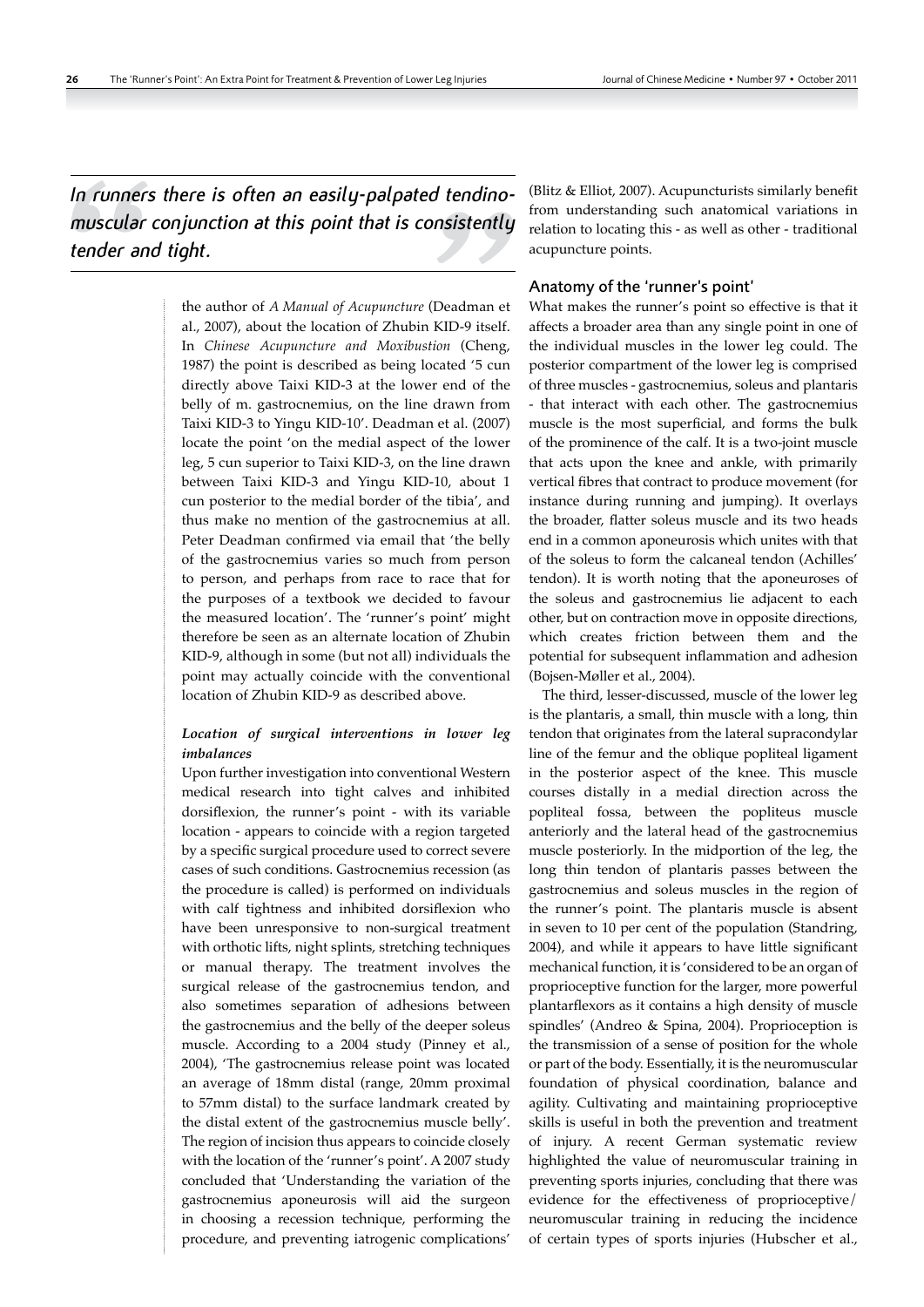*In runners there is often an easily-palpated tendino-muscular conjunction at this point that is consistently tender and tight.*

the author of *A Manual of Acupuncture* (Deadman et al., 2007), about the location of Zhubin KID-9 itself. In *Chinese Acupuncture and Moxibustion* (Cheng, 1987) the point is described as being located '5 cun directly above Taixi KID-3 at the lower end of the belly of m. gastrocnemius, on the line drawn from Taixi KID-3 to Yingu KID-10'. Deadman et al. (2007) locate the point 'on the medial aspect of the lower leg, 5 cun superior to Taixi KID-3, on the line drawn between Taixi KID-3 and Yingu KID-10, about 1 cun posterior to the medial border of the tibia', and thus make no mention of the gastrocnemius at all. Peter Deadman confirmed via email that 'the belly of the gastrocnemius varies so much from person to person, and perhaps from race to race that for the purposes of a textbook we decided to favour the measured location'. The 'runner's point' might therefore be seen as an alternate location of Zhubin KID-9, although in some (but not all) individuals the point may actually coincide with the conventional location of Zhubin KID-9 as described above.

### *Location of surgical interventions in lower leg imbalances*

Upon further investigation into conventional Western medical research into tight calves and inhibited dorsiflexion, the runner's point - with its variable location - appears to coincide with a region targeted by a specific surgical procedure used to correct severe cases of such conditions. Gastrocnemius recession (as the procedure is called) is performed on individuals with calf tightness and inhibited dorsiflexion who have been unresponsive to non-surgical treatment with orthotic lifts, night splints, stretching techniques or manual therapy. The treatment involves the surgical release of the gastrocnemius tendon, and also sometimes separation of adhesions between the gastrocnemius and the belly of the deeper soleus muscle. According to a 2004 study (Pinney et al., 2004), 'The gastrocnemius release point was located an average of 18mm distal (range, 20mm proximal to 57mm distal) to the surface landmark created by the distal extent of the gastrocnemius muscle belly'. The region of incision thus appears to coincide closely with the location of the 'runner's point'. A 2007 study concluded that 'Understanding the variation of the gastrocnemius aponeurosis will aid the surgeon in choosing a recession technique, performing the procedure, and preventing iatrogenic complications' (Blitz & Elliot, 2007). Acupuncturists similarly benefit from understanding such anatomical variations in relation to locating this - as well as other - traditional acupuncture points.

## Anatomy of the 'runner's point'

What makes the runner's point so effective is that it affects a broader area than any single point in one of the individual muscles in the lower leg could. The posterior compartment of the lower leg is comprised of three muscles - gastrocnemius, soleus and plantaris - that interact with each other. The gastrocnemius muscle is the most superficial, and forms the bulk of the prominence of the calf. It is a two-joint muscle that acts upon the knee and ankle, with primarily vertical fibres that contract to produce movement (for instance during running and jumping). It overlays the broader, flatter soleus muscle and its two heads end in a common aponeurosis which unites with that of the soleus to form the calcaneal tendon (Achilles' tendon). It is worth noting that the aponeuroses of the soleus and gastrocnemius lie adjacent to each other, but on contraction move in opposite directions, which creates friction between them and the potential for subsequent inflammation and adhesion (Bojsen-Møller et al., 2004).

The third, lesser-discussed, muscle of the lower leg is the plantaris, a small, thin muscle with a long, thin tendon that originates from the lateral supracondylar line of the femur and the oblique popliteal ligament in the posterior aspect of the knee. This muscle courses distally in a medial direction across the popliteal fossa, between the popliteus muscle anteriorly and the lateral head of the gastrocnemius muscle posteriorly. In the midportion of the leg, the long thin tendon of plantaris passes between the gastrocnemius and soleus muscles in the region of the runner's point. The plantaris muscle is absent in seven to 10 per cent of the population (Standring, 2004), and while it appears to have little significant mechanical function, it is 'considered to be an organ of proprioceptive function for the larger, more powerful plantarflexors as it contains a high density of muscle spindles' (Andreo & Spina, 2004). Proprioception is the transmission of a sense of position for the whole or part of the body. Essentially, it is the neuromuscular foundation of physical coordination, balance and agility. Cultivating and maintaining proprioceptive skills is useful in both the prevention and treatment of injury. A recent German systematic review highlighted the value of neuromuscular training in preventing sports injuries, concluding that there was evidence for the effectiveness of proprioceptive/neuromuscular training in reducing the incidence of certain types of sports injuries (Hubscher et al.,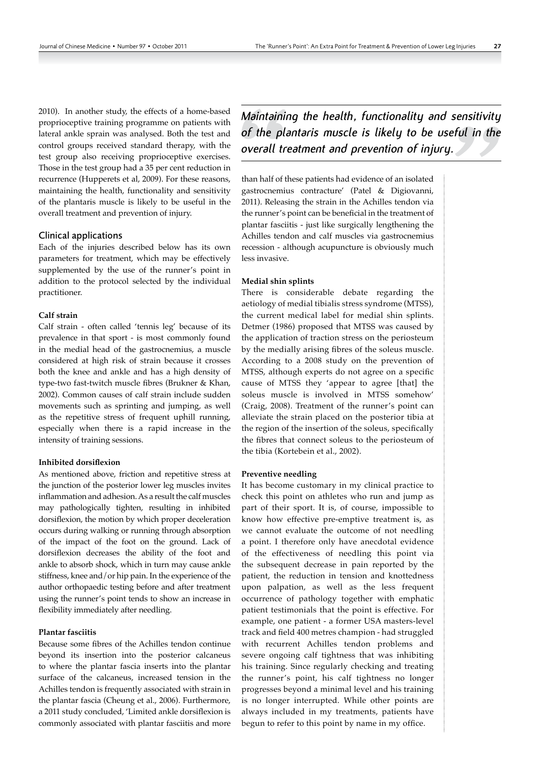2010). In another study, the effects of a home-based proprioceptive training programme on patients with lateral ankle sprain was analysed. Both the test and control groups received standard therapy, with the test group also receiving proprioceptive exercises. Those in the test group had a 35 per cent reduction in recurrence (Hupperets et al, 2009). For these reasons, maintaining the health, functionality and sensitivity of the plantaris muscle is likely to be useful in the overall treatment and prevention of injury.

## Clinical applications

Each of the injuries described below has its own parameters for treatment, which may be effectively supplemented by the use of the runner's point in addition to the protocol selected by the individual practitioner.

### Calf strain

Calf strain - often called 'tennis leg' because of its prevalence in that sport - is most commonly found in the medial head of the gastrocnemius, a muscle considered at high risk of strain because it crosses both the knee and ankle and has a high density of type-two fast-twitch muscle fibres (Brukner & Khan, 2002). Common causes of calf strain include sudden movements such as sprinting and jumping, as well as the repetitive stress of frequent uphill running, especially when there is a rapid increase in the intensity of training sessions.

### Inhibited dorsiflexion

As mentioned above, friction and repetitive stress at the junction of the posterior lower leg muscles invites inflammation and adhesion. As a result the calf muscles may pathologically tighten, resulting in inhibited dorsiflexion, the motion by which proper deceleration occurs during walking or running through absorption of the impact of the foot on the ground. Lack of dorsiflexion decreases the ability of the foot and ankle to absorb shock, which in turn may cause ankle stiffness, knee and/or hip pain. In the experience of the author orthopaedic testing before and after treatment using the runner's point tends to show an increase in flexibility immediately after needling.

### Plantar fasciitis

Because some fibres of the Achilles tendon continue beyond its insertion into the posterior calcaneus to where the plantar fascia inserts into the plantar surface of the calcaneus, increased tension in the Achilles tendon is frequently associated with strain in the plantar fascia (Cheung et al., 2006). Furthermore, a 2011 study concluded, 'Limited ankle dorsiflexion is commonly associated with plantar fasciitis and more than half of these patients had evidence of an isolated gastrocnemius contracture' (Patel & Digiovanni, 2011). Releasing the strain in the Achilles tendon via the runner's point can be beneficial in the treatment of plantar fasciitis - just like surgically lengthening the Achilles tendon and calf muscles via gastrocnemius recession - although acupuncture is obviously much less invasive.

*Maintaining the health, functionality and sensitivity of the plantaris muscle is likely to be useful in the overall treatment and prevention of injury.*

### Medial shin splints

There is considerable debate regarding the aetiology of medial tibialis stress syndrome (MTSS), the current medical label for medial shin splints. Detmer (1986) proposed that MTSS was caused by the application of traction stress on the periosteum by the medially arising fibres of the soleus muscle. According to a 2008 study on the prevention of MTSS, although experts do not agree on a specific cause of MTSS they 'appear to agree [that] the soleus muscle is involved in MTSS somehow' (Craig, 2008). Treatment of the runner's point can alleviate the strain placed on the posterior tibia at the region of the insertion of the soleus, specifically the fibres that connect soleus to the periosteum of the tibia (Kortebein et al., 2002).

### Preventive needling

It has become customary in my clinical practice to check this point on athletes who run and jump as part of their sport. It is, of course, impossible to know how effective pre-emptive treatment is, as we cannot evaluate the outcome of not needling a point. I therefore only have anecdotal evidence of the effectiveness of needling this point via the subsequent decrease in pain reported by the patient, the reduction in tension and knottedness upon palpation, as well as the less frequent occurrence of pathology together with emphatic patient testimonials that the point is effective. For example, one patient - a former USA masters-level track and field 400 metres champion - had struggled with recurrent Achilles tendon problems and severe ongoing calf tightness that was inhibiting his training. Since regularly checking and treating the runner's point, his calf tightness no longer progresses beyond a minimal level and his training is no longer interrupted. While other points are always included in my treatments, patients have begun to refer to this point by name in my office.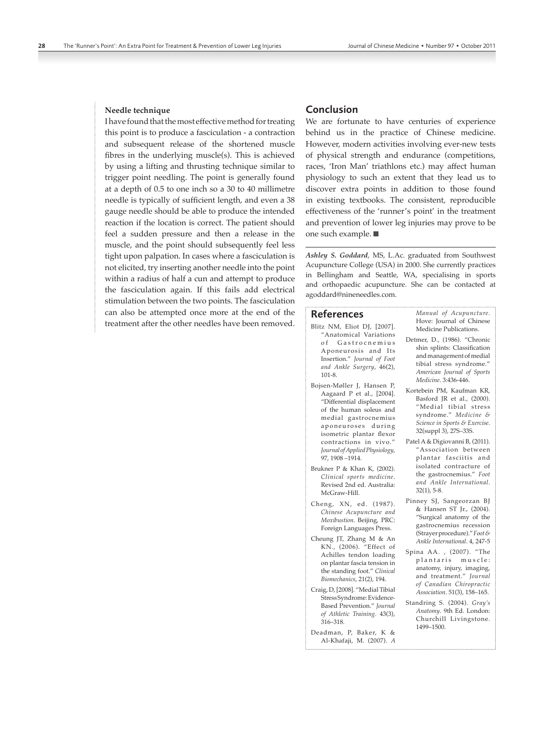**Needle technique**

I have found that the most effective method for treating this point is to produce a fasciculation - a contraction and subsequent release of the shortened muscle fibres in the underlying muscle(s). This is achieved by using a lifting and thrusting technique similar to trigger point needling. The point is generally found at a depth of 0.5 to one inch so a 30 to 40 millimetre needle is typically of sufficient length, and even a 38 gauge needle should be able to produce the intended reaction if the location is correct. The patient should feel a sudden pressure and then a release in the muscle, and the point should subsequently feel less tight upon palpation. In cases where a fasciculation is not elicited, try inserting another needle into the point within a radius of half a cun and attempt to produce the fasciculation again. If this fails add electrical stimulation between the two points. The fasciculation can also be attempted once more at the end of the treatment after the other needles have been removed.

## Conclusion

We are fortunate to have centuries of experience behind us in the practice of Chinese medicine. However, modern activities involving ever-new tests of physical strength and endurance (competitions, races, 'Iron Man' triathlons etc.) may affect human physiology to such an extent that they lead us to discover extra points in addition to those found in existing textbooks. The consistent, reproducible effectiveness of the 'runner's point' in the treatment and prevention of lower leg injuries may prove to be one such example. ■

***Ashley S. Goddard***, MS, L.Ac. graduated from Southwest Acupuncture College (USA) in 2000. She currently practices in Bellingham and Seattle, WA, specialising in sports and orthopaedic acupuncture. She can be contacted at agoddard@nineneedles.com.

## References

- Blitz NM, Eliot DJ, [2007]. "Anatomical Variations of Gastrocnemius Aponeurosis and Its Insertion." *Journal of Foot and Ankle Surgery*, 46(2), 101-8.
- Bojsen-Møller J, Hansen P, Aagaard P et al., [2004]. "Differential displacement of the human soleus and medial gastrocnemius aponeuroses during isometric plantar flexor contractions in vivo." *Journal of Applied Physiology*, 97, 1908 –1914.
- Brukner P & Khan K, (2002). *Clinical sports medicine*. Revised 2nd ed. Australia: McGraw-Hill.
- Cheng, XN, ed. (1987). *Chinese Acupuncture and Moxibustion*. Beijing, PRC: Foreign Languages Press.
- Cheung JT, Zhang M & An KN., (2006). "Effect of Achilles tendon loading on plantar fascia tension in the standing foot." *Clinical Biomechanics*, 21(2), 194.
- Craig, D, [2008]. "Medial Tibial Stress Syndrome: Evidence-Based Prevention." *Journal of Athletic Training*. 43(3), 316–318.
- Deadman, P, Baker, K & Al-Khafaji, M. (2007). *A Manual of Acupuncture*. Hove: Journal of Chinese Medicine Publications.
- Detmer, D., (1986). "Chronic shin splints: Classification and management of medial tibial stress syndrome." *American Journal of Sports Medicine*. 3:436-446.
- Kortebein PM, Kaufman KR, Basford JR et al., (2000). "Medial tibial stress syndrome." *Medicine & Science in Sports & Exercise*. 32(suppl 3), 27S–33S.
- Patel A & Digiovanni B, (2011). "Association between plantar fasciitis and isolated contracture of the gastrocnemius." *Foot and Ankle International*. 32(1), 5-8.
- Pinney SJ, Sangeorzan BJ & Hansen ST Jr., (2004). "Surgical anatomy of the gastrocnemius recession (Strayer procedure)." *Foot & Ankle International*. 4, 247-5
- Spina AA. , (2007). "The plantaris muscle: anatomy, injury, imaging, and treatment." *Journal of Canadian Chiropractic Association*. 51(3), 158–165.
- Standring S. (2004). *Gray's Anatomy*. 9th Ed. London: Churchill Livingstone. 1499–1500.